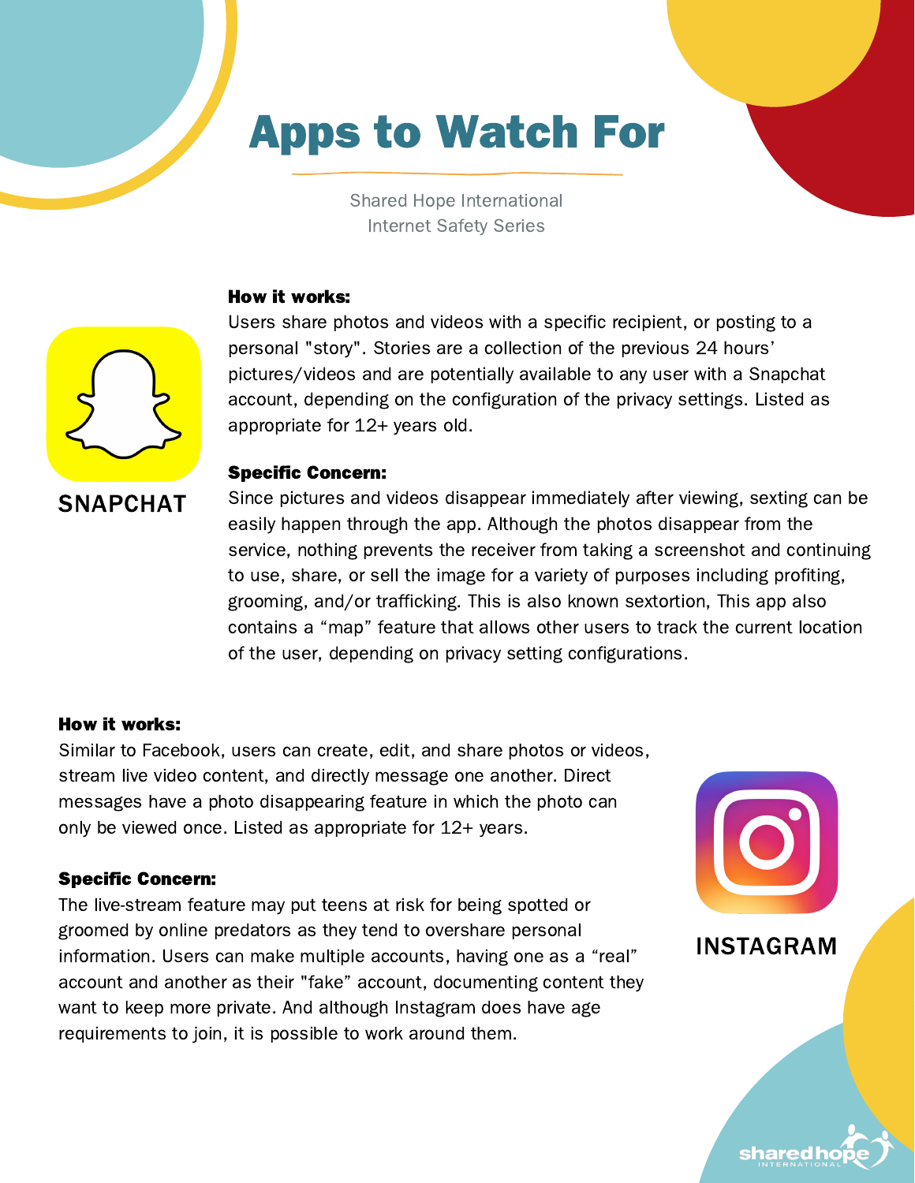# Apps to Watch For

Shared Hope International
Internet Safety Series

## SNAPCHAT

**How it works:**

Users share photos and videos with a specific recipient, or posting to a personal "story". Stories are a collection of the previous 24 hours' pictures/videos and are potentially available to any user with a Snapchat account, depending on the configuration of the privacy settings. Listed as appropriate for 12+ years old.

**Specific Concern:**

Since pictures and videos disappear immediately after viewing, sexting can be easily happen through the app. Although the photos disappear from the service, nothing prevents the receiver from taking a screenshot and continuing to use, share, or sell the image for a variety of purposes including profiting, grooming, and/or trafficking. This is also known sextortion, This app also contains a "map" feature that allows other users to track the current location of the user, depending on privacy setting configurations.

## INSTAGRAM

**How it works:**

Similar to Facebook, users can create, edit, and share photos or videos, stream live video content, and directly message one another. Direct messages have a photo disappearing feature in which the photo can only be viewed once. Listed as appropriate for 12+ years.

**Specific Concern:**

The live-stream feature may put teens at risk for being spotted or groomed by online predators as they tend to overshare personal information. Users can make multiple accounts, having one as a "real" account and another as their "fake" account, documenting content they want to keep more private. And although Instagram does have age requirements to join, it is possible to work around them.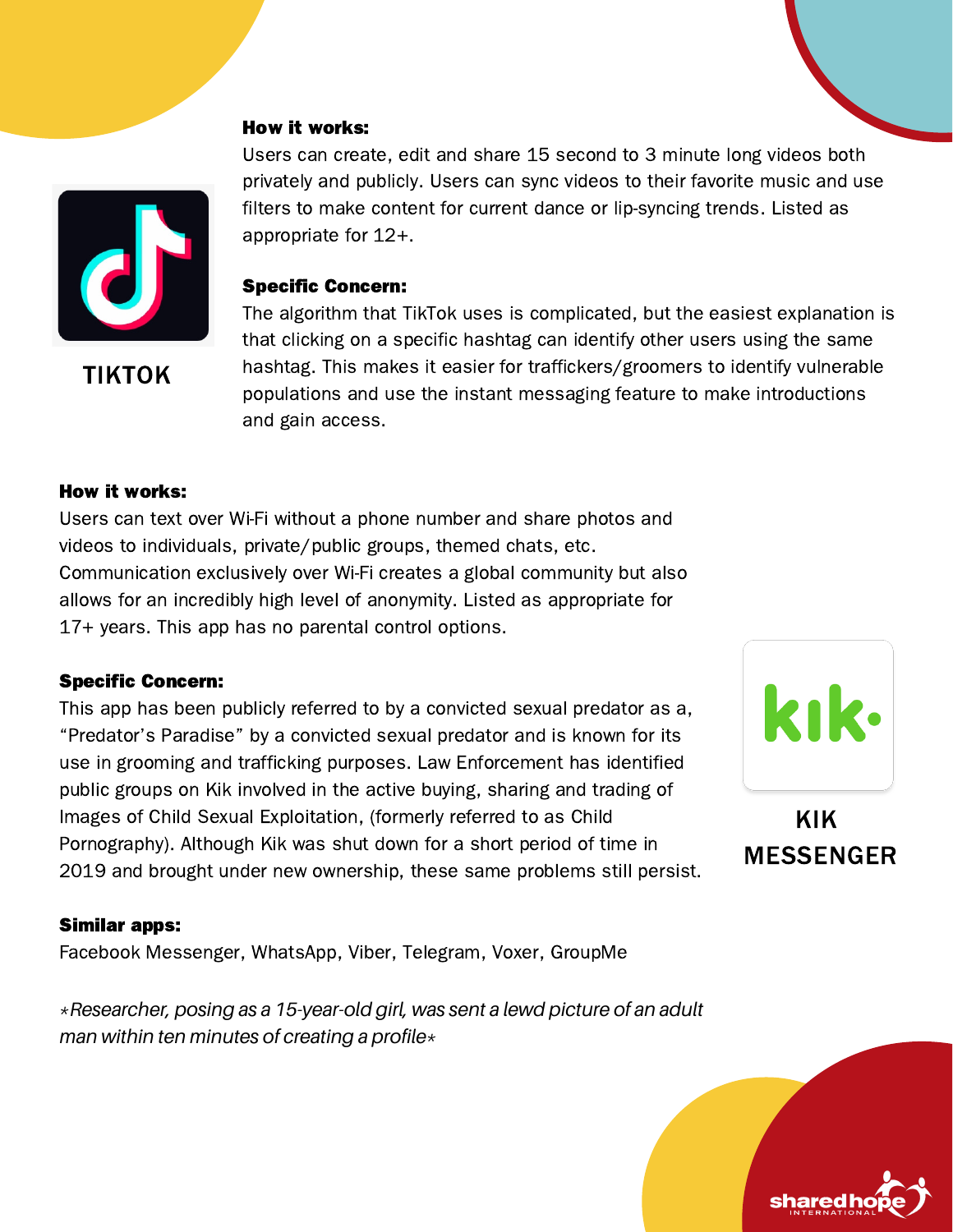## TIKTOK

**How it works:**

Users can create, edit and share 15 second to 3 minute long videos both privately and publicly. Users can sync videos to their favorite music and use filters to make content for current dance or lip-syncing trends. Listed as appropriate for 12+.

**Specific Concern:**

The algorithm that TikTok uses is complicated, but the easiest explanation is that clicking on a specific hashtag can identify other users using the same hashtag. This makes it easier for traffickers/groomers to identify vulnerable populations and use the instant messaging feature to make introductions and gain access.

## KIK MESSENGER

**How it works:**

Users can text over Wi-Fi without a phone number and share photos and videos to individuals, private/public groups, themed chats, etc. Communication exclusively over Wi-Fi creates a global community but also allows for an incredibly high level of anonymity. Listed as appropriate for 17+ years. This app has no parental control options.

**Specific Concern:**

This app has been publicly referred to by a convicted sexual predator as a, "Predator's Paradise" by a convicted sexual predator and is known for its use in grooming and trafficking purposes. Law Enforcement has identified public groups on Kik involved in the active buying, sharing and trading of Images of Child Sexual Exploitation, (formerly referred to as Child Pornography). Although Kik was shut down for a short period of time in 2019 and brought under new ownership, these same problems still persist.

**Similar apps:**

Facebook Messenger, WhatsApp, Viber, Telegram, Voxer, GroupMe

*⋆Researcher, posing as a 15-year-old girl, was sent a lewd picture of an adult man within ten minutes of creating a profile⋆*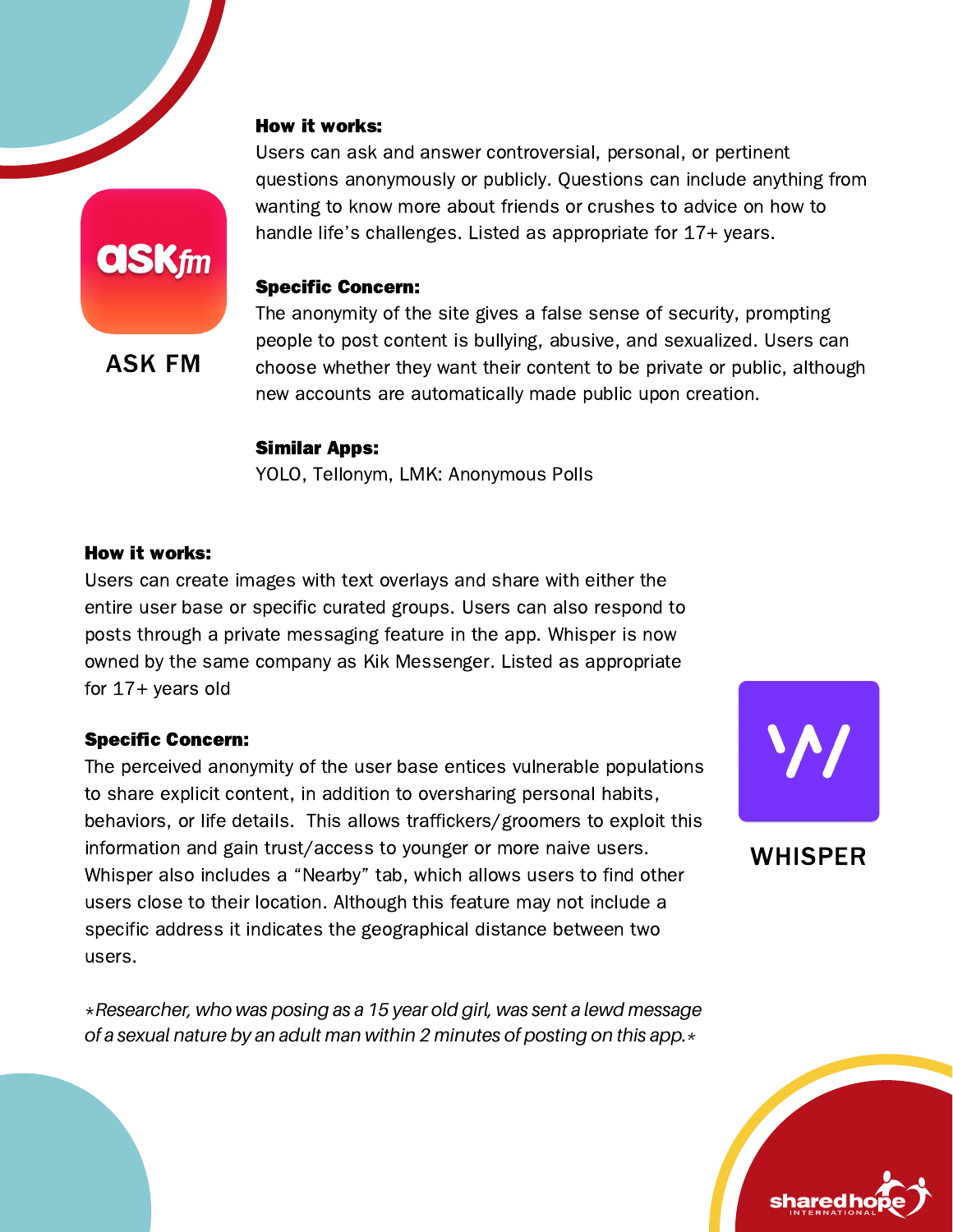## ASK FM

**How it works:**

Users can ask and answer controversial, personal, or pertinent questions anonymously or publicly. Questions can include anything from wanting to know more about friends or crushes to advice on how to handle life's challenges. Listed as appropriate for 17+ years.

**Specific Concern:**

The anonymity of the site gives a false sense of security, prompting people to post content is bullying, abusive, and sexualized. Users can choose whether they want their content to be private or public, although new accounts are automatically made public upon creation.

**Similar Apps:**

YOLO, Tellonym, LMK: Anonymous Polls

## WHISPER

**How it works:**

Users can create images with text overlays and share with either the entire user base or specific curated groups. Users can also respond to posts through a private messaging feature in the app. Whisper is now owned by the same company as Kik Messenger. Listed as appropriate for 17+ years old

**Specific Concern:**

The perceived anonymity of the user base entices vulnerable populations to share explicit content, in addition to oversharing personal habits, behaviors, or life details. This allows traffickers/groomers to exploit this information and gain trust/access to younger or more naive users. Whisper also includes a "Nearby" tab, which allows users to find other users close to their location. Although this feature may not include a specific address it indicates the geographical distance between two users.

*\*Researcher, who was posing as a 15 year old girl, was sent a lewd message of a sexual nature by an adult man within 2 minutes of posting on this app.\**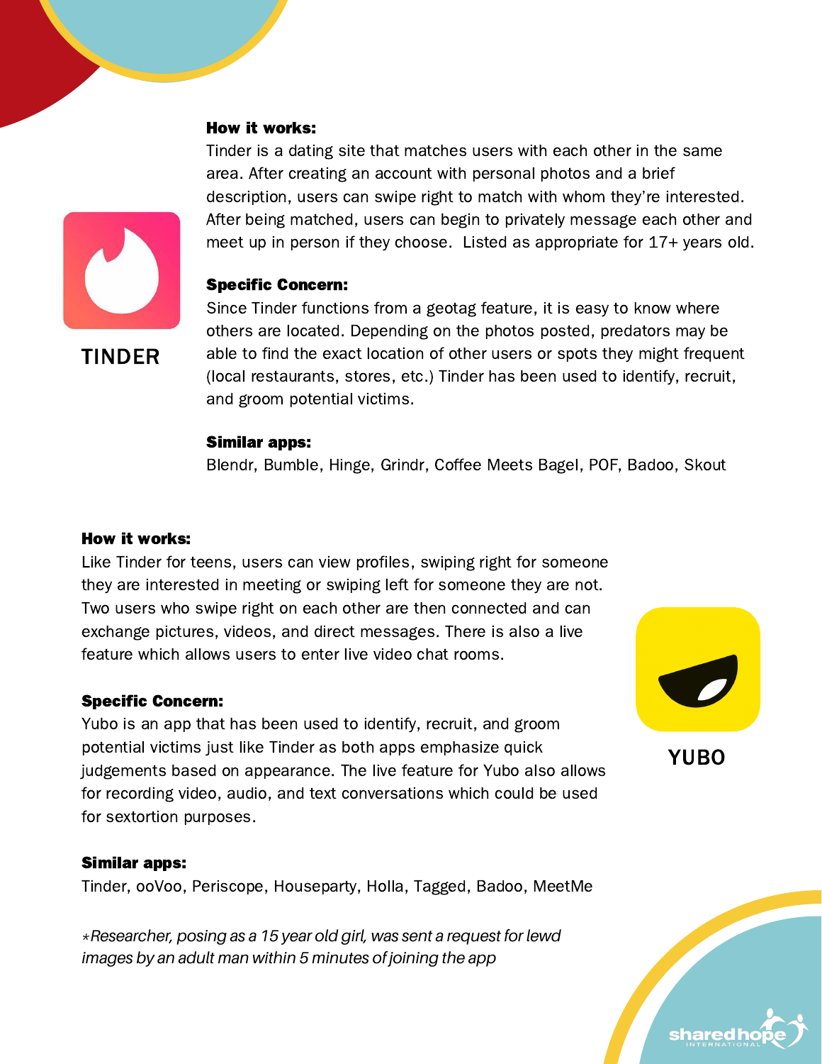## TINDER

**How it works:**

Tinder is a dating site that matches users with each other in the same area. After creating an account with personal photos and a brief description, users can swipe right to match with whom they're interested. After being matched, users can begin to privately message each other and meet up in person if they choose. Listed as appropriate for 17+ years old.

**Specific Concern:**

Since Tinder functions from a geotag feature, it is easy to know where others are located. Depending on the photos posted, predators may be able to find the exact location of other users or spots they might frequent (local restaurants, stores, etc.) Tinder has been used to identify, recruit, and groom potential victims.

**Similar apps:**

Blendr, Bumble, Hinge, Grindr, Coffee Meets Bagel, POF, Badoo, Skout

## YUBO

**How it works:**

Like Tinder for teens, users can view profiles, swiping right for someone they are interested in meeting or swiping left for someone they are not. Two users who swipe right on each other are then connected and can exchange pictures, videos, and direct messages. There is also a live feature which allows users to enter live video chat rooms.

**Specific Concern:**

Yubo is an app that has been used to identify, recruit, and groom potential victims just like Tinder as both apps emphasize quick judgements based on appearance. The live feature for Yubo also allows for recording video, audio, and text conversations which could be used for sextortion purposes.

**Similar apps:**

Tinder, ooVoo, Periscope, Houseparty, Holla, Tagged, Badoo, MeetMe

*\*Researcher, posing as a 15 year old girl, was sent a request for lewd images by an adult man within 5 minutes of joining the app*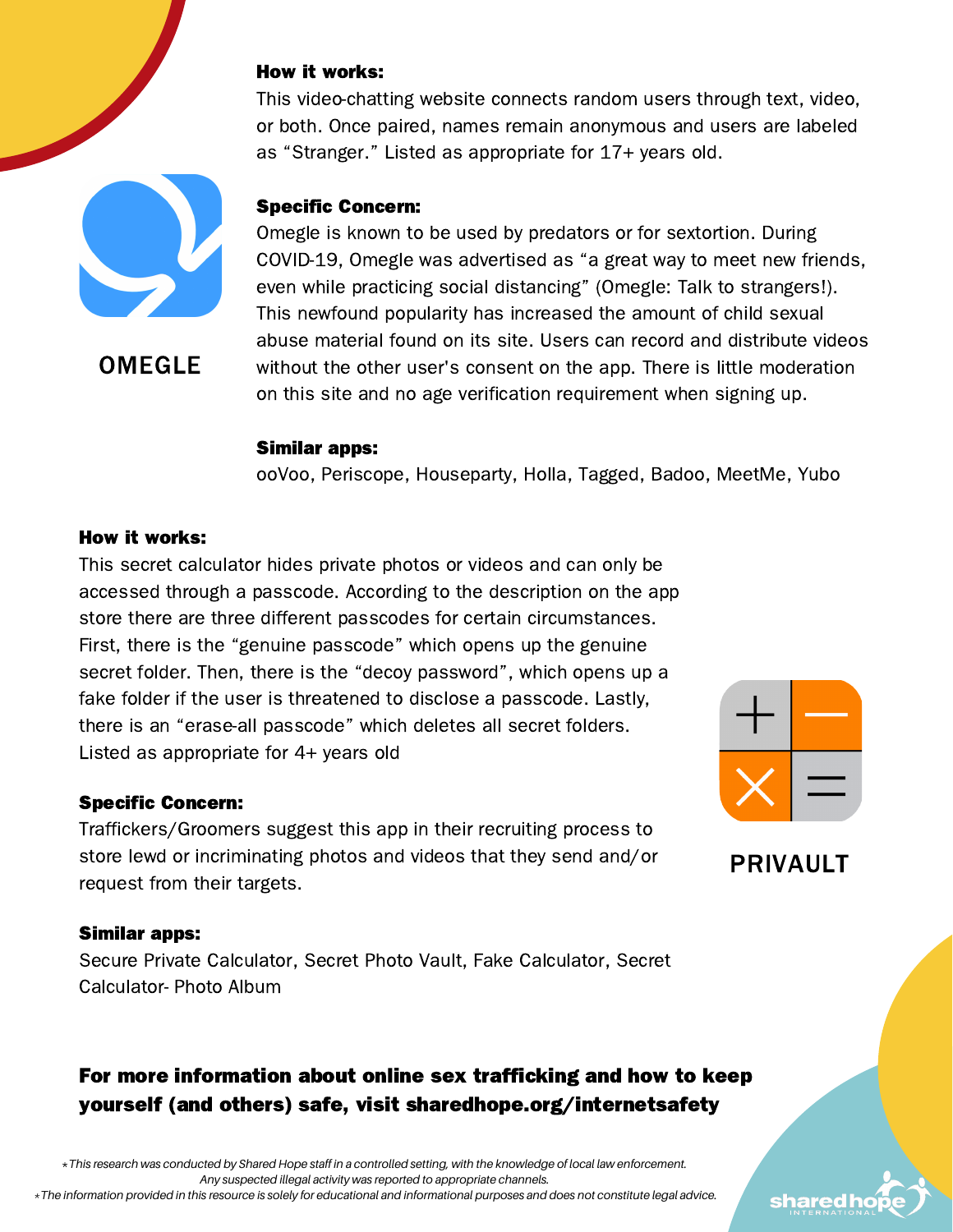## OMEGLE

**How it works:**

This video-chatting website connects random users through text, video, or both. Once paired, names remain anonymous and users are labeled as "Stranger." Listed as appropriate for 17+ years old.

**Specific Concern:**

Omegle is known to be used by predators or for sextortion. During COVID-19, Omegle was advertised as "a great way to meet new friends, even while practicing social distancing" (Omegle: Talk to strangers!). This newfound popularity has increased the amount of child sexual abuse material found on its site. Users can record and distribute videos without the other user's consent on the app. There is little moderation on this site and no age verification requirement when signing up.

**Similar apps:**

ooVoo, Periscope, Houseparty, Holla, Tagged, Badoo, MeetMe, Yubo

## PRIVAULT

**How it works:**

This secret calculator hides private photos or videos and can only be accessed through a passcode. According to the description on the app store there are three different passcodes for certain circumstances. First, there is the "genuine passcode" which opens up the genuine secret folder. Then, there is the "decoy password", which opens up a fake folder if the user is threatened to disclose a passcode. Lastly, there is an "erase-all passcode" which deletes all secret folders. Listed as appropriate for 4+ years old

**Specific Concern:**

Traffickers/Groomers suggest this app in their recruiting process to store lewd or incriminating photos and videos that they send and/or request from their targets.

**Similar apps:**

Secure Private Calculator, Secret Photo Vault, Fake Calculator, Secret Calculator- Photo Album

**For more information about online sex trafficking and how to keep yourself (and others) safe, visit sharedhope.org/internetsafety**

*This research was conducted by Shared Hope staff in a controlled setting, with the knowledge of local law enforcement. Any suspected illegal activity was reported to appropriate channels.*

*The information provided in this resource is solely for educational and informational purposes and does not constitute legal advice.*

shared hope INTERNATIONAL